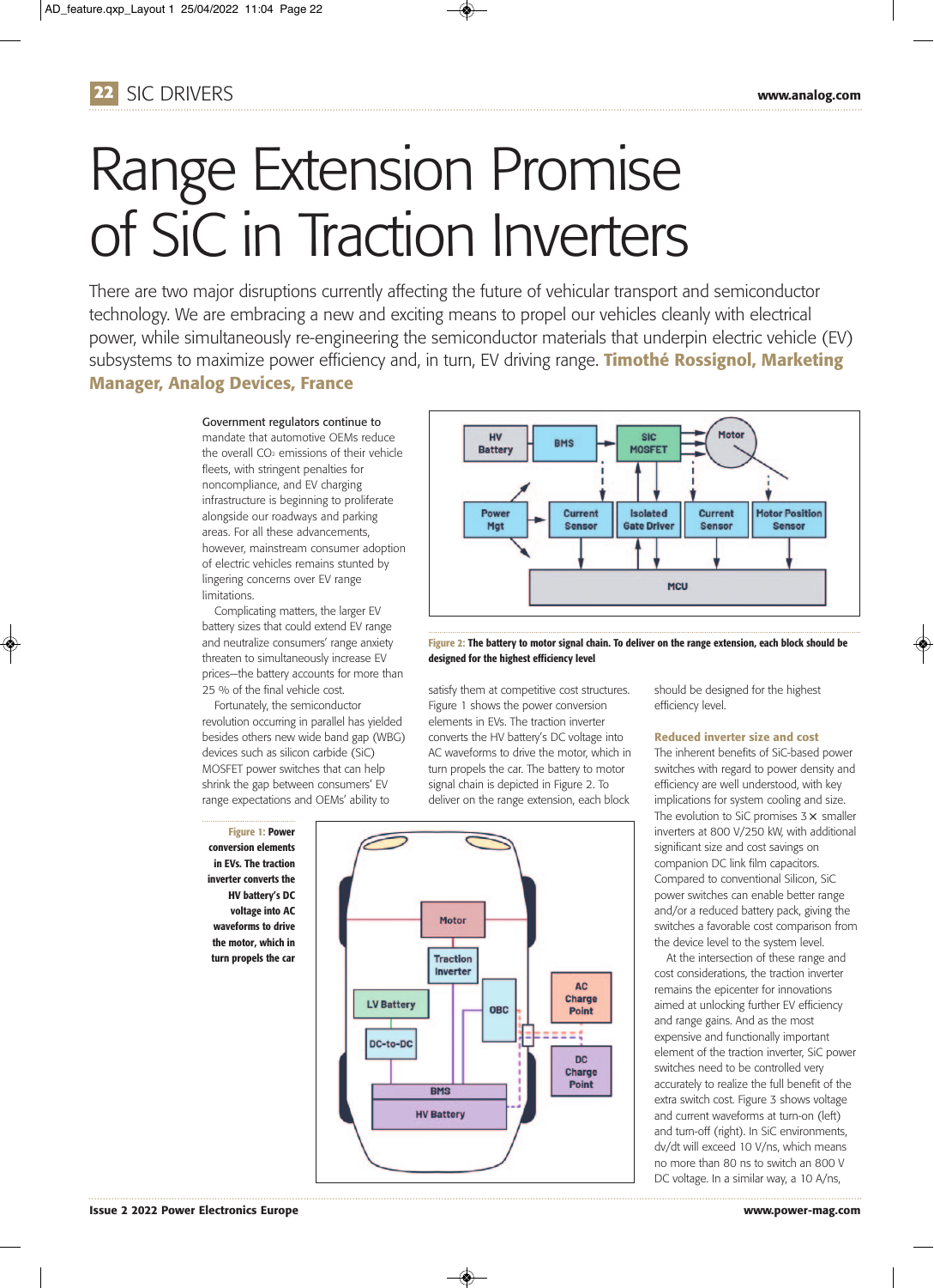# Range Extension Promise of SiC in Traction Inverters

There are two major disruptions currently affecting the future of vehicular transport and semiconductor technology. We are embracing a new and exciting means to propel our vehicles cleanly with electrical power, while simultaneously re-engineering the semiconductor materials that underpin electric vehicle (EV) subsystems to maximize power efficiency and, in turn, EV driving range. **Timothé Rossignol, Marketing Manager, Analog Devices, France**

Government regulators continue to mandate that automotive OEMs reduce the overall $CO_2$ emissions of their vehicle fleets, with stringent penalties for noncompliance, and EV charging infrastructure is beginning to proliferate alongside our roadways and parking areas. For all these advancements, however, mainstream consumer adoption of electric vehicles remains stunted by lingering concerns over EV range limitations.

Complicating matters, the larger EV battery sizes that could extend EV range and neutralize consumers' range anxiety threaten to simultaneously increase EV prices—the battery accounts for more than 25 % of the final vehicle cost.

Fortunately, the semiconductor revolution occurring in parallel has yielded besides others new wide band gap (WBG) devices such as silicon carbide (SiC) MOSFET power switches that can help shrink the gap between consumers' EV range expectations and OEMs' ability to satisfy them at competitive cost structures. Figure 1 shows the power conversion elements in EVs. The traction inverter converts the HV battery's DC voltage into AC waveforms to drive the motor, which in turn propels the car. The battery to motor signal chain is depicted in Figure 2. To deliver on the range extension, each block should be designed for the highest efficiency level.

**Figure 1: Power conversion elements in EVs. The traction inverter converts the HV battery's DC voltage into AC waveforms to drive the motor, which in turn propels the car**

**Figure 2: The battery to motor signal chain. To deliver on the range extension, each block should be designed for the highest efficiency level**

## Reduced inverter size and cost

The inherent benefits of SiC-based power switches with regard to power density and efficiency are well understood, with key implications for system cooling and size. The evolution to SiC promises 3× smaller inverters at 800 V/250 kW, with additional significant size and cost savings on companion DC link film capacitors. Compared to conventional Silicon, SiC power switches can enable better range and/or a reduced battery pack, giving the switches a favorable cost comparison from the device level to the system level.

At the intersection of these range and cost considerations, the traction inverter remains the epicenter for innovations aimed at unlocking further EV efficiency and range gains. And as the most expensive and functionally important element of the traction inverter, SiC power switches need to be controlled very accurately to realize the full benefit of the extra switch cost. Figure 3 shows voltage and current waveforms at turn-on (left) and turn-off (right). In SiC environments, dv/dt will exceed 10 V/ns, which means no more than 80 ns to switch an 800 V DC voltage. In a similar way, a 10 A/ns,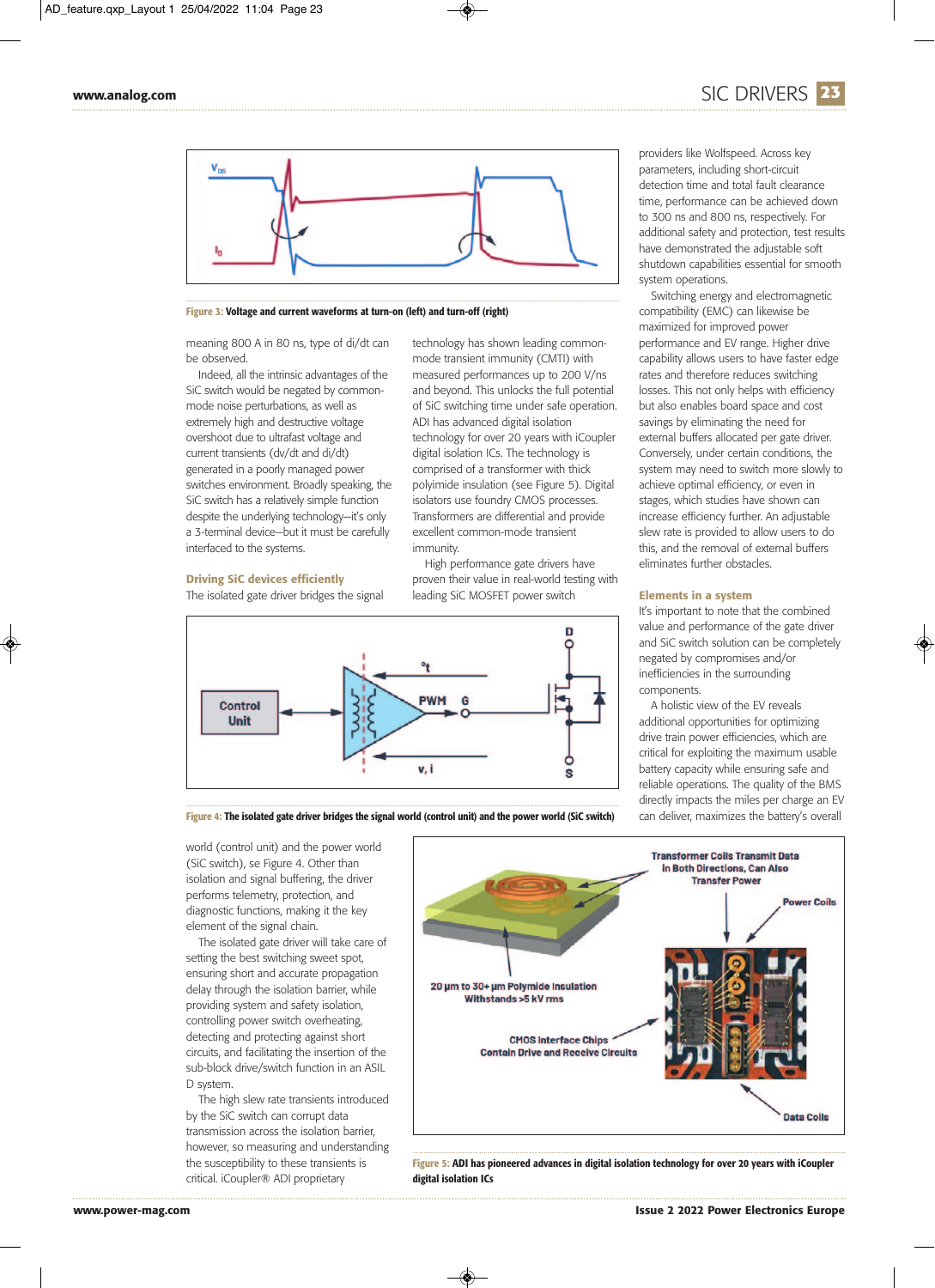Figure 3: Voltage and current waveforms at turn-on (left) and turn-off (right)

meaning 800 A in 80 ns, type of di/dt can be observed.

Indeed, all the intrinsic advantages of the SiC switch would be negated by common-mode noise perturbations, as well as extremely high and destructive voltage overshoot due to ultrafast voltage and current transients (dv/dt and di/dt) generated in a poorly managed power switches environment. Broadly speaking, the SiC switch has a relatively simple function despite the underlying technology—it's only a 3-terminal device—but it must be carefully interfaced to the systems.

## Driving SiC devices efficiently

The isolated gate driver bridges the signal world (control unit) and the power world (SiC switch), se Figure 4. Other than isolation and signal buffering, the driver performs telemetry, protection, and diagnostic functions, making it the key element of the signal chain.

The isolated gate driver will take care of setting the best switching sweet spot, ensuring short and accurate propagation delay through the isolation barrier, while providing system and safety isolation, controlling power switch overheating, detecting and protecting against short circuits, and facilitating the insertion of the sub-block drive/switch function in an ASIL D system.

The high slew rate transients introduced by the SiC switch can corrupt data transmission across the isolation barrier, however, so measuring and understanding the susceptibility to these transients is critical. iCoupler® ADI proprietary technology has shown leading common-mode transient immunity (CMTI) with measured performances up to 200 V/ns and beyond. This unlocks the full potential of SiC switching time under safe operation. ADI has advanced digital isolation technology for over 20 years with iCoupler digital isolation ICs. The technology is comprised of a transformer with thick polyimide insulation (see Figure 5). Digital isolators use foundry CMOS processes. Transformers are differential and provide excellent common-mode transient immunity.

High performance gate drivers have proven their value in real-world testing with leading SiC MOSFET power switch providers like Wolfspeed. Across key parameters, including short-circuit detection time and total fault clearance time, performance can be achieved down to 300 ns and 800 ns, respectively. For additional safety and protection, test results have demonstrated the adjustable soft shutdown capabilities essential for smooth system operations.

Switching energy and electromagnetic compatibility (EMC) can likewise be maximized for improved power performance and EV range. Higher drive capability allows users to have faster edge rates and therefore reduces switching losses. This not only helps with efficiency but also enables board space and cost savings by eliminating the need for external buffers allocated per gate driver. Conversely, under certain conditions, the system may need to switch more slowly to achieve optimal efficiency, or even in stages, which studies have shown can increase efficiency further. An adjustable slew rate is provided to allow users to do this, and the removal of external buffers eliminates further obstacles.

Figure 4: The isolated gate driver bridges the signal world (control unit) and the power world (SiC switch)

## Elements in a system

It's important to note that the combined value and performance of the gate driver and SiC switch solution can be completely negated by compromises and/or inefficiencies in the surrounding components.

A holistic view of the EV reveals additional opportunities for optimizing drive train power efficiencies, which are critical for exploiting the maximum usable battery capacity while ensuring safe and reliable operations. The quality of the BMS directly impacts the miles per charge an EV can deliver, maximizes the battery's overall

Figure 5: ADI has pioneered advances in digital isolation technology for over 20 years with iCoupler digital isolation ICs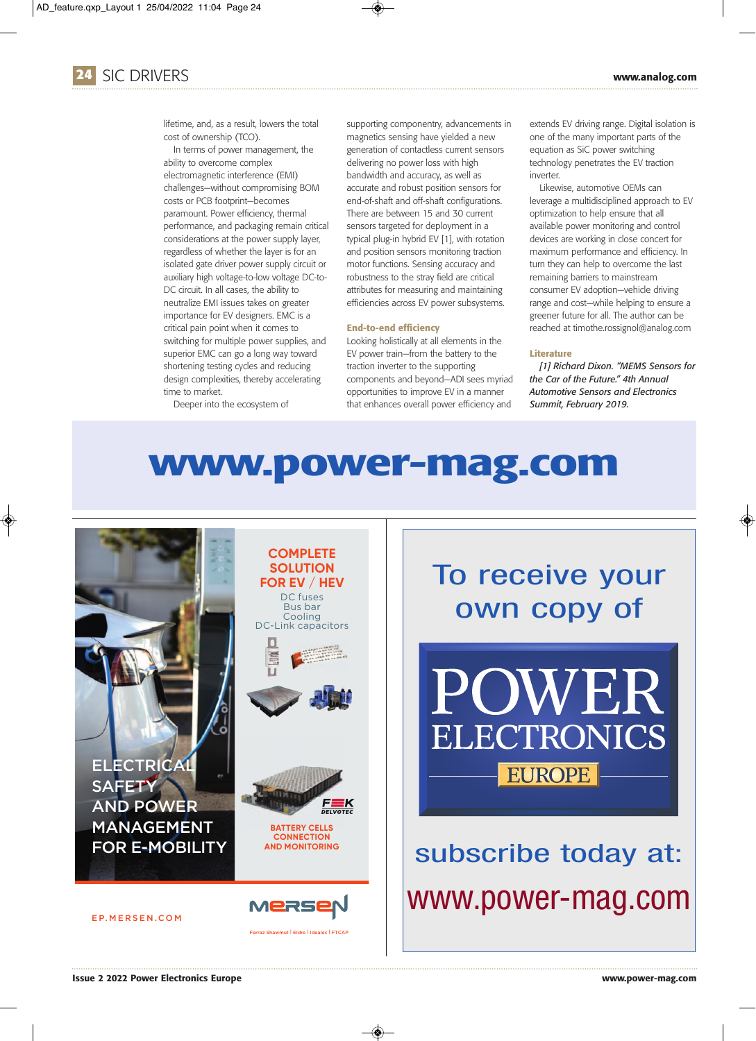lifetime, and, as a result, lowers the total cost of ownership (TCO).

In terms of power management, the ability to overcome complex electromagnetic interference (EMI) challenges—without compromising BOM costs or PCB footprint—becomes paramount. Power efficiency, thermal performance, and packaging remain critical considerations at the power supply layer, regardless of whether the layer is for an isolated gate driver power supply circuit or auxiliary high voltage-to-low voltage DC-to-DC circuit. In all cases, the ability to neutralize EMI issues takes on greater importance for EV designers. EMC is a critical pain point when it comes to switching for multiple power supplies, and superior EMC can go a long way toward shortening testing cycles and reducing design complexities, thereby accelerating time to market.

Deeper into the ecosystem of supporting componentry, advancements in magnetics sensing have yielded a new generation of contactless current sensors delivering no power loss with high bandwidth and accuracy, as well as accurate and robust position sensors for end-of-shaft and off-shaft configurations. There are between 15 and 30 current sensors targeted for deployment in a typical plug-in hybrid EV [1], with rotation and position sensors monitoring traction motor functions. Sensing accuracy and robustness to the stray field are critical attributes for measuring and maintaining efficiencies across EV power subsystems.

### End-to-end efficiency

Looking holistically at all elements in the EV power train—from the battery to the traction inverter to the supporting components and beyond—ADI sees myriad opportunities to improve EV in a manner that enhances overall power efficiency and extends EV driving range. Digital isolation is one of the many important parts of the equation as SiC power switching technology penetrates the EV traction inverter.

Likewise, automotive OEMs can leverage a multidisciplined approach to EV optimization to help ensure that all available power monitoring and control devices are working in close concert for maximum performance and efficiency. In turn they can help to overcome the last remaining barriers to mainstream consumer EV adoption—vehicle driving range and cost—while helping to ensure a greener future for all. The author can be reached at timothe.rossignol@analog.com

### Literature

*[1] Richard Dixon. "MEMS Sensors for the Car of the Future." 4th Annual Automotive Sensors and Electronics Summit, February 2019.*

**www.power-mag.com**

COMPLETE SOLUTION FOR EV / HEV

DC fuses
Bus bar
Cooling
DC-Link capacitors

ELECTRICAL SAFETY AND POWER MANAGEMENT FOR E-MOBILITY

FTCAP DELVOTEC

BATTERY CELLS CONNECTION AND MONITORING

EP.MERSEN.COM

MERSEN

Ferraz Shawmut | Eldre | Idealec | FTCAP

To receive your own copy of

POWER ELECTRONICS EUROPE

subscribe today at:

www.power-mag.com